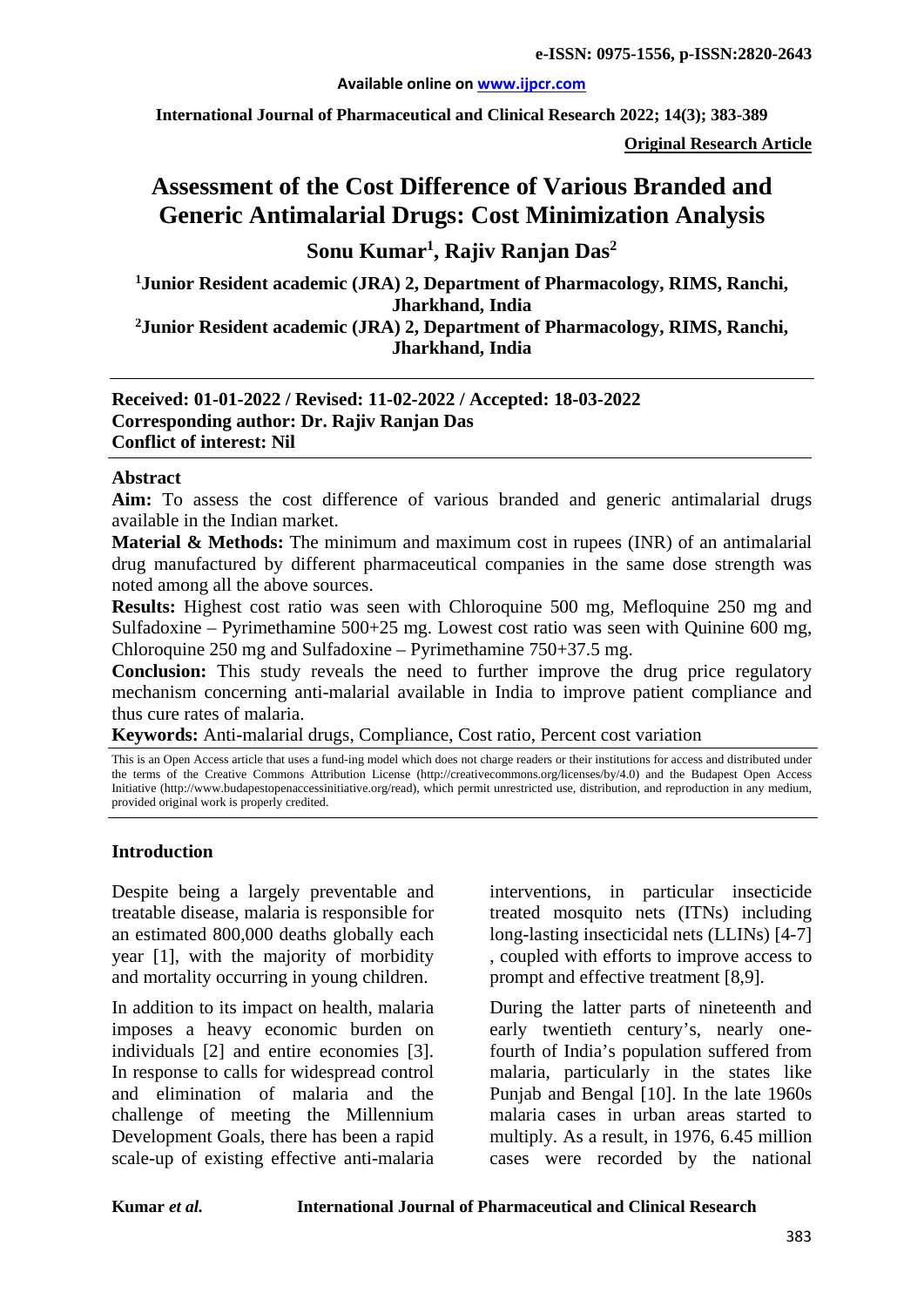# Assessment of the Cost Difference of Various Branded and Generic Antimalarial Drugs: Cost Minimization Analysis

**Sonu Kumar[1], Rajiv Ranjan Das[2]**

[1]Junior Resident academic (JRA) 2, Department of Pharmacology, RIMS, Ranchi, Jharkhand, India

[2]Junior Resident academic (JRA) 2, Department of Pharmacology, RIMS, Ranchi, Jharkhand, India

**Received: 01-01-2022 / Revised: 11-02-2022 / Accepted: 18-03-2022**
**Corresponding author: Dr. Rajiv Ranjan Das**
**Conflict of interest: Nil**

## Abstract

**Aim:** To assess the cost difference of various branded and generic antimalarial drugs available in the Indian market.

**Material & Methods:** The minimum and maximum cost in rupees (INR) of an antimalarial drug manufactured by different pharmaceutical companies in the same dose strength was noted among all the above sources.

**Results:** Highest cost ratio was seen with Chloroquine 500 mg, Mefloquine 250 mg and Sulfadoxine – Pyrimethamine 500+25 mg. Lowest cost ratio was seen with Quinine 600 mg, Chloroquine 250 mg and Sulfadoxine – Pyrimethamine 750+37.5 mg.

**Conclusion:** This study reveals the need to further improve the drug price regulatory mechanism concerning anti-malarial available in India to improve patient compliance and thus cure rates of malaria.

**Keywords:** Anti-malarial drugs, Compliance, Cost ratio, Percent cost variation

This is an Open Access article that uses a fund-ing model which does not charge readers or their institutions for access and distributed under the terms of the Creative Commons Attribution License (http://creativecommons.org/licenses/by/4.0) and the Budapest Open Access Initiative (http://www.budapestopenaccessinitiative.org/read), which permit unrestricted use, distribution, and reproduction in any medium, provided original work is properly credited.

## Introduction

Despite being a largely preventable and treatable disease, malaria is responsible for an estimated 800,000 deaths globally each year [1], with the majority of morbidity and mortality occurring in young children.

In addition to its impact on health, malaria imposes a heavy economic burden on individuals [2] and entire economies [3]. In response to calls for widespread control and elimination of malaria and the challenge of meeting the Millennium Development Goals, there has been a rapid scale-up of existing effective anti-malaria interventions, in particular insecticide treated mosquito nets (ITNs) including long-lasting insecticidal nets (LLINs) [4-7] , coupled with efforts to improve access to prompt and effective treatment [8,9].

During the latter parts of nineteenth and early twentieth century's, nearly one-fourth of India's population suffered from malaria, particularly in the states like Punjab and Bengal [10]. In the late 1960s malaria cases in urban areas started to multiply. As a result, in 1976, 6.45 million cases were recorded by the national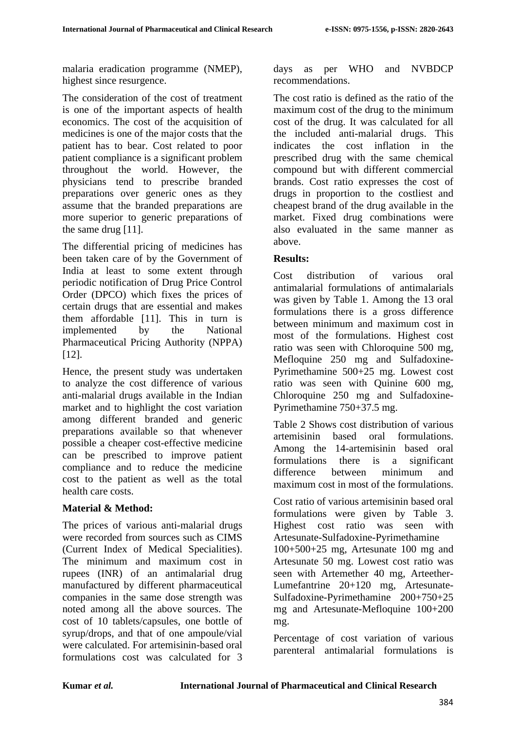malaria eradication programme (NMEP), highest since resurgence.

The consideration of the cost of treatment is one of the important aspects of health economics. The cost of the acquisition of medicines is one of the major costs that the patient has to bear. Cost related to poor patient compliance is a significant problem throughout the world. However, the physicians tend to prescribe branded preparations over generic ones as they assume that the branded preparations are more superior to generic preparations of the same drug [11].

The differential pricing of medicines has been taken care of by the Government of India at least to some extent through periodic notification of Drug Price Control Order (DPCO) which fixes the prices of certain drugs that are essential and makes them affordable [11]. This in turn is implemented by the National Pharmaceutical Pricing Authority (NPPA) [12].

Hence, the present study was undertaken to analyze the cost difference of various anti-malarial drugs available in the Indian market and to highlight the cost variation among different branded and generic preparations available so that whenever possible a cheaper cost-effective medicine can be prescribed to improve patient compliance and to reduce the medicine cost to the patient as well as the total health care costs.

## Material & Method:

The prices of various anti-malarial drugs were recorded from sources such as CIMS (Current Index of Medical Specialities). The minimum and maximum cost in rupees (INR) of an antimalarial drug manufactured by different pharmaceutical companies in the same dose strength was noted among all the above sources. The cost of 10 tablets/capsules, one bottle of syrup/drops, and that of one ampoule/vial were calculated. For artemisinin-based oral formulations cost was calculated for 3 days as per WHO and NVBDCP recommendations.

The cost ratio is defined as the ratio of the maximum cost of the drug to the minimum cost of the drug. It was calculated for all the included anti-malarial drugs. This indicates the cost inflation in the prescribed drug with the same chemical compound but with different commercial brands. Cost ratio expresses the cost of drugs in proportion to the costliest and cheapest brand of the drug available in the market. Fixed drug combinations were also evaluated in the same manner as above.

## Results:

Cost distribution of various oral antimalarial formulations of antimalarials was given by Table 1. Among the 13 oral formulations there is a gross difference between minimum and maximum cost in most of the formulations. Highest cost ratio was seen with Chloroquine 500 mg, Mefloquine 250 mg and Sulfadoxine-Pyrimethamine 500+25 mg. Lowest cost ratio was seen with Quinine 600 mg, Chloroquine 250 mg and Sulfadoxine-Pyrimethamine 750+37.5 mg.

Table 2 Shows cost distribution of various artemisinin based oral formulations. Among the 14-artemisinin based oral formulations there is a significant difference between minimum and maximum cost in most of the formulations.

Cost ratio of various artemisinin based oral formulations were given by Table 3. Highest cost ratio was seen with Artesunate-Sulfadoxine-Pyrimethamine 100+500+25 mg, Artesunate 100 mg and Artesunate 50 mg. Lowest cost ratio was seen with Artemether 40 mg, Arteether-Lumefantrine 20+120 mg, Artesunate-Sulfadoxine-Pyrimethamine 200+750+25 mg and Artesunate-Mefloquine 100+200 mg.

Percentage of cost variation of various parenteral antimalarial formulations is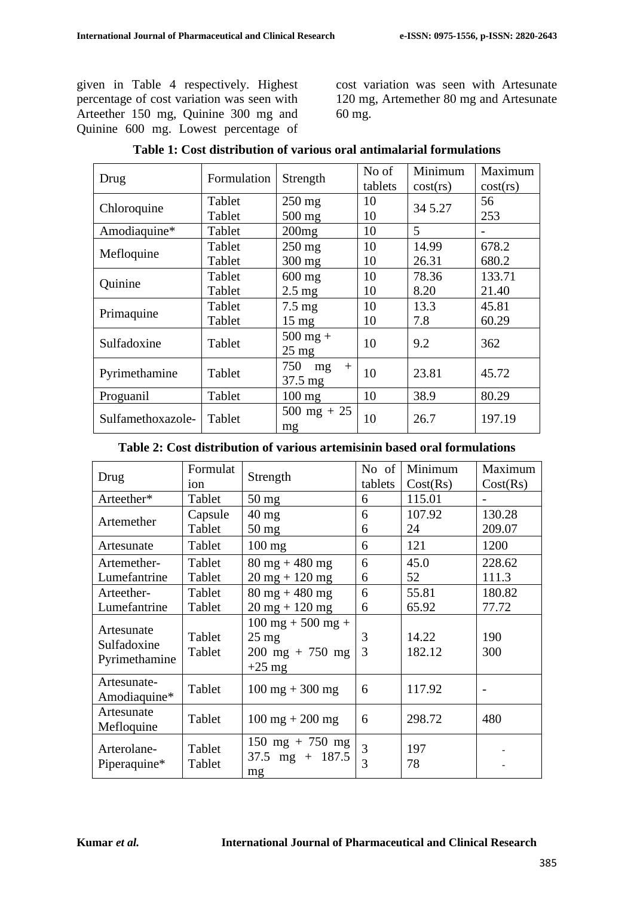given in Table 4 respectively. Highest percentage of cost variation was seen with Arteether 150 mg, Quinine 300 mg and Quinine 600 mg. Lowest percentage of cost variation was seen with Artesunate 120 mg, Artemether 80 mg and Artesunate 60 mg.

**Table 1: Cost distribution of various oral antimalarial formulations**

| Drug | Formulation | Strength | No of tablets | Minimum cost(rs) | Maximum cost(rs) |
|---|---|---|---|---|---|
| Chloroquine | Tablet<br>Tablet | 250 mg<br>500 mg | 10<br>10 | 34 5.27 | 56<br>253 |
| Amodiaquine* | Tablet | 200mg | 10 | 5 | - |
| Mefloquine | Tablet<br>Tablet | 250 mg<br>300 mg | 10<br>10 | 14.99<br>26.31 | 678.2<br>680.2 |
| Quinine | Tablet<br>Tablet | 600 mg<br>2.5 mg | 10<br>10 | 78.36<br>8.20 | 133.71<br>21.40 |
| Primaquine | Tablet<br>Tablet | 7.5 mg<br>15 mg | 10<br>10 | 13.3<br>7.8 | 45.81<br>60.29 |
| Sulfadoxine | Tablet | 500 mg + 25 mg | 10 | 9.2 | 362 |
| Pyrimethamine | Tablet | 750 mg + 37.5 mg | 10 | 23.81 | 45.72 |
| Proguanil | Tablet | 100 mg | 10 | 38.9 | 80.29 |
| Sulfamethoxazole- | Tablet | 500 mg + 25 mg | 10 | 26.7 | 197.19 |

**Table 2: Cost distribution of various artemisinin based oral formulations**

| Drug | Formulation | Strength | No of tablets | Minimum Cost(Rs) | Maximum Cost(Rs) |
|---|---|---|---|---|---|
| Arteether* | Tablet | 50 mg | 6 | 115.01 | - |
| Artemether | Capsule<br>Tablet | 40 mg<br>50 mg | 6<br>6 | 107.92<br>24 | 130.28<br>209.07 |
| Artesunate | Tablet | 100 mg | 6 | 121 | 1200 |
| Artemether-Lumefantrine | Tablet<br>Tablet | 80 mg + 480 mg<br>20 mg + 120 mg | 6<br>6 | 45.0<br>52 | 228.62<br>111.3 |
| Arteether-Lumefantrine | Tablet<br>Tablet | 80 mg + 480 mg<br>20 mg + 120 mg | 6<br>6 | 55.81<br>65.92 | 180.82<br>77.72 |
| Artesunate Sulfadoxine Pyrimethamine | Tablet<br>Tablet | 100 mg + 500 mg + 25 mg<br>200 mg + 750 mg +25 mg | 3<br>3 | 14.22<br>182.12 | 190<br>300 |
| Artesunate-Amodiaquine* | Tablet | 100 mg + 300 mg | 6 | 117.92 | - |
| Artesunate Mefloquine | Tablet | 100 mg + 200 mg | 6 | 298.72 | 480 |
| Arterolane-Piperaquine* | Tablet<br>Tablet | 150 mg + 750 mg<br>37.5 mg + 187.5 mg | 3<br>3 | 197<br>78 | -<br>- |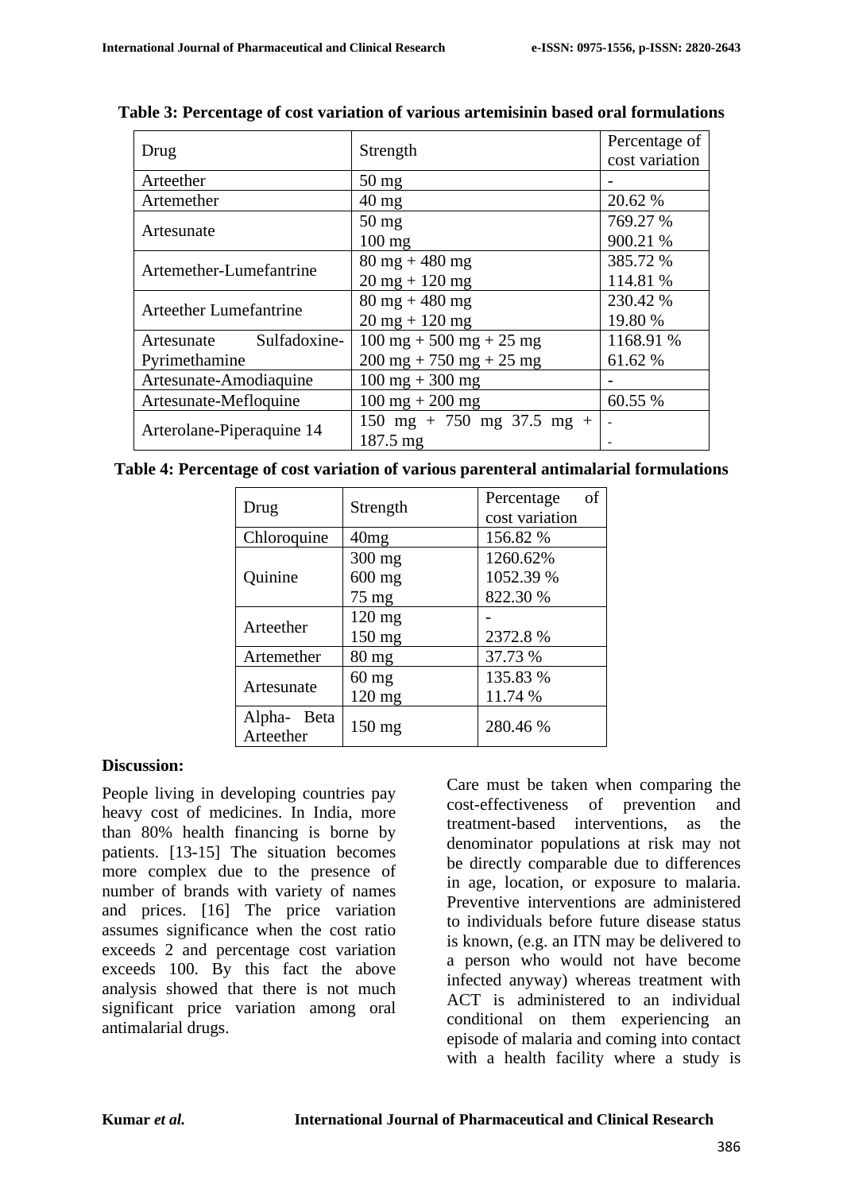**Table 3: Percentage of cost variation of various artemisinin based oral formulations**

| Drug | Strength | Percentage of cost variation |
|---|---|---|
| Arteether | 50 mg | - |
| Artemether | 40 mg | 20.62 % |
| Artesunate | 50 mg<br>100 mg | 769.27 %<br>900.21 % |
| Artemether-Lumefantrine | 80 mg + 480 mg<br>20 mg + 120 mg | 385.72 %<br>114.81 % |
| Arteether Lumefantrine | 80 mg + 480 mg<br>20 mg + 120 mg | 230.42 %<br>19.80 % |
| Artesunate Sulfadoxine-Pyrimethamine | 100 mg + 500 mg + 25 mg<br>200 mg + 750 mg + 25 mg | 1168.91 %<br>61.62 % |
| Artesunate-Amodiaquine | 100 mg + 300 mg | - |
| Artesunate-Mefloquine | 100 mg + 200 mg | 60.55 % |
| Arterolane-Piperaquine 14 | 150 mg + 750 mg 37.5 mg + 187.5 mg | -<br>- |

**Table 4: Percentage of cost variation of various parenteral antimalarial formulations**

| Drug | Strength | Percentage of cost variation |
|---|---|---|
| Chloroquine | 40mg | 156.82 % |
| Quinine | 300 mg<br>600 mg<br>75 mg | 1260.62%<br>1052.39 %<br>822.30 % |
| Arteether | 120 mg<br>150 mg | -<br>2372.8 % |
| Artemether | 80 mg | 37.73 % |
| Artesunate | 60 mg<br>120 mg | 135.83 %<br>11.74 % |
| Alpha- Beta Arteether | 150 mg | 280.46 % |

**Discussion:**

People living in developing countries pay heavy cost of medicines. In India, more than 80% health financing is borne by patients. [13-15] The situation becomes more complex due to the presence of number of brands with variety of names and prices. [16] The price variation assumes significance when the cost ratio exceeds 2 and percentage cost variation exceeds 100. By this fact the above analysis showed that there is not much significant price variation among oral antimalarial drugs.

Care must be taken when comparing the cost-effectiveness of prevention and treatment-based interventions, as the denominator populations at risk may not be directly comparable due to differences in age, location, or exposure to malaria. Preventive interventions are administered to individuals before future disease status is known, (e.g. an ITN may be delivered to a person who would not have become infected anyway) whereas treatment with ACT is administered to an individual conditional on them experiencing an episode of malaria and coming into contact with a health facility where a study is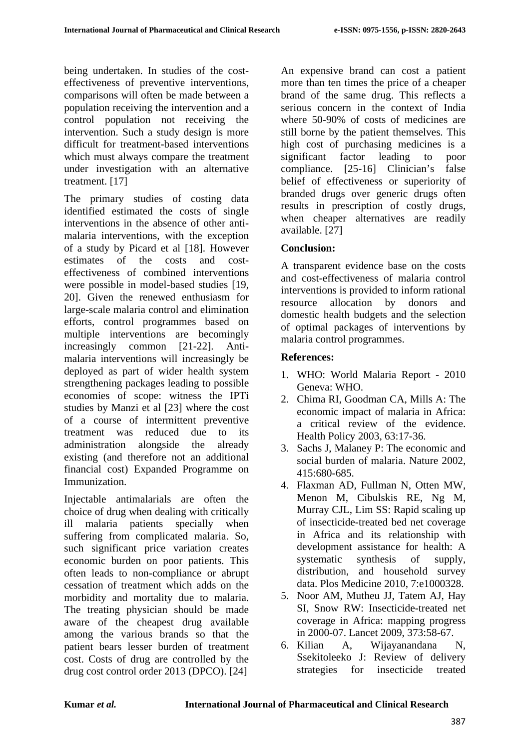being undertaken. In studies of the cost-effectiveness of preventive interventions, comparisons will often be made between a population receiving the intervention and a control population not receiving the intervention. Such a study design is more difficult for treatment-based interventions which must always compare the treatment under investigation with an alternative treatment. [17]

The primary studies of costing data identified estimated the costs of single interventions in the absence of other anti-malaria interventions, with the exception of a study by Picard et al [18]. However estimates of the costs and cost-effectiveness of combined interventions were possible in model-based studies [19, 20]. Given the renewed enthusiasm for large-scale malaria control and elimination efforts, control programmes based on multiple interventions are becomingly increasingly common [21-22]. Anti-malaria interventions will increasingly be deployed as part of wider health system strengthening packages leading to possible economies of scope: witness the IPTi studies by Manzi et al [23] where the cost of a course of intermittent preventive treatment was reduced due to its administration alongside the already existing (and therefore not an additional financial cost) Expanded Programme on Immunization.

Injectable antimalarials are often the choice of drug when dealing with critically ill malaria patients specially when suffering from complicated malaria. So, such significant price variation creates economic burden on poor patients. This often leads to non-compliance or abrupt cessation of treatment which adds on the morbidity and mortality due to malaria. The treating physician should be made aware of the cheapest drug available among the various brands so that the patient bears lesser burden of treatment cost. Costs of drug are controlled by the drug cost control order 2013 (DPCO). [24]

An expensive brand can cost a patient more than ten times the price of a cheaper brand of the same drug. This reflects a serious concern in the context of India where 50-90% of costs of medicines are still borne by the patient themselves. This high cost of purchasing medicines is a significant factor leading to poor compliance. [25-16] Clinician's false belief of effectiveness or superiority of branded drugs over generic drugs often results in prescription of costly drugs, when cheaper alternatives are readily available. [27]

## Conclusion:

A transparent evidence base on the costs and cost-effectiveness of malaria control interventions is provided to inform rational resource allocation by donors and domestic health budgets and the selection of optimal packages of interventions by malaria control programmes.

## References:

1. WHO: World Malaria Report - 2010 Geneva: WHO.
2. Chima RI, Goodman CA, Mills A: The economic impact of malaria in Africa: a critical review of the evidence. Health Policy 2003, 63:17-36.
3. Sachs J, Malaney P: The economic and social burden of malaria. Nature 2002, 415:680-685.
4. Flaxman AD, Fullman N, Otten MW, Menon M, Cibulskis RE, Ng M, Murray CJL, Lim SS: Rapid scaling up of insecticide-treated bed net coverage in Africa and its relationship with development assistance for health: A systematic synthesis of supply, distribution, and household survey data. Plos Medicine 2010, 7:e1000328.
5. Noor AM, Mutheu JJ, Tatem AJ, Hay SI, Snow RW: Insecticide-treated net coverage in Africa: mapping progress in 2000-07. Lancet 2009, 373:58-67.
6. Kilian A, Wijayanandana N, Ssekitoleeko J: Review of delivery strategies for insecticide treated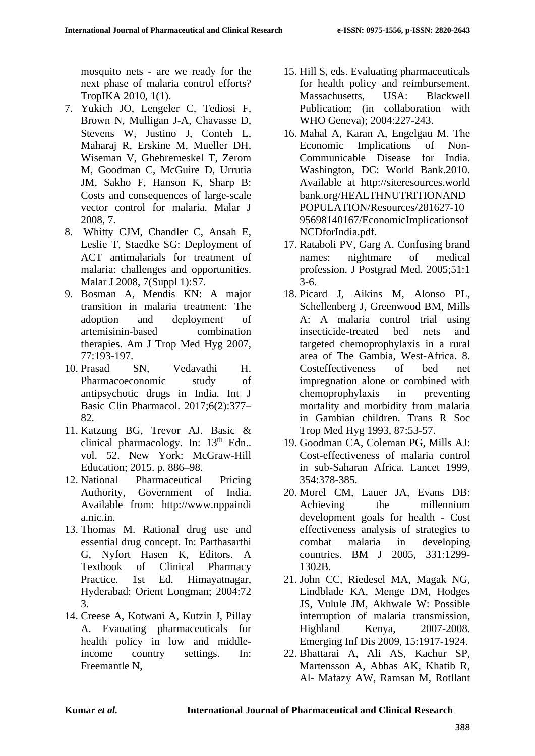mosquito nets - are we ready for the next phase of malaria control efforts? TropIKA 2010, 1(1).

7. Yukich JO, Lengeler C, Tediosi F, Brown N, Mulligan J-A, Chavasse D, Stevens W, Justino J, Conteh L, Maharaj R, Erskine M, Mueller DH, Wiseman V, Ghebremeskel T, Zerom M, Goodman C, McGuire D, Urrutia JM, Sakho F, Hanson K, Sharp B: Costs and consequences of large-scale vector control for malaria. Malar J 2008, 7.
8. Whitty CJM, Chandler C, Ansah E, Leslie T, Staedke SG: Deployment of ACT antimalarials for treatment of malaria: challenges and opportunities. Malar J 2008, 7(Suppl 1):S7.
9. Bosman A, Mendis KN: A major transition in malaria treatment: The adoption and deployment of artemisinin-based combination therapies. Am J Trop Med Hyg 2007, 77:193-197.
10. Prasad SN, Vedavathi H. Pharmacoeconomic study of antipsychotic drugs in India. Int J Basic Clin Pharmacol. 2017;6(2):377–82.
11. Katzung BG, Trevor AJ. Basic & clinical pharmacology. In: 13th Edn.. vol. 52. New York: McGraw-Hill Education; 2015. p. 886–98.
12. National Pharmaceutical Pricing Authority, Government of India. Available from: http://www.nppaindia.nic.in.
13. Thomas M. Rational drug use and essential drug concept. In: Parthasarthi G, Nyfort Hasen K, Editors. A Textbook of Clinical Pharmacy Practice. 1st Ed. Himayatnagar, Hyderabad: Orient Longman; 2004:72 3.
14. Creese A, Kotwani A, Kutzin J, Pillay A. Evauating pharmaceuticals for health policy in low and middle-income country settings. In: Freemantle N,
15. Hill S, eds. Evaluating pharmaceuticals for health policy and reimbursement. Massachusetts, USA: Blackwell Publication; (in collaboration with WHO Geneva); 2004:227-243.
16. Mahal A, Karan A, Engelgau M. The Economic Implications of Non-Communicable Disease for India. Washington, DC: World Bank.2010. Available at http://siteresources.worldbank.org/HEALTHNUTRITIONANDPOPULATION/Resources/281627-1095698140167/EconomicImplicationsofNCDforIndia.pdf.
17. Rataboli PV, Garg A. Confusing brand names: nightmare of medical profession. J Postgrad Med. 2005;51:13-6.
18. Picard J, Aikins M, Alonso PL, Schellenberg J, Greenwood BM, Mills A: A malaria control trial using insecticide-treated bed nets and targeted chemoprophylaxis in a rural area of The Gambia, West-Africa. 8. Costeffectiveness of bed net impregnation alone or combined with chemoprophylaxis in preventing mortality and morbidity from malaria in Gambian children. Trans R Soc Trop Med Hyg 1993, 87:53-57.
19. Goodman CA, Coleman PG, Mills AJ: Cost-effectiveness of malaria control in sub-Saharan Africa. Lancet 1999, 354:378-385.
20. Morel CM, Lauer JA, Evans DB: Achieving the millennium development goals for health - Cost effectiveness analysis of strategies to combat malaria in developing countries. BM J 2005, 331:1299-1302B.
21. John CC, Riedesel MA, Magak NG, Lindblade KA, Menge DM, Hodges JS, Vulule JM, Akhwale W: Possible interruption of malaria transmission, Highland Kenya, 2007-2008. Emerging Inf Dis 2009, 15:1917-1924.
22. Bhattarai A, Ali AS, Kachur SP, Martensson A, Abbas AK, Khatib R, Al- Mafazy AW, Ramsan M, Rotllant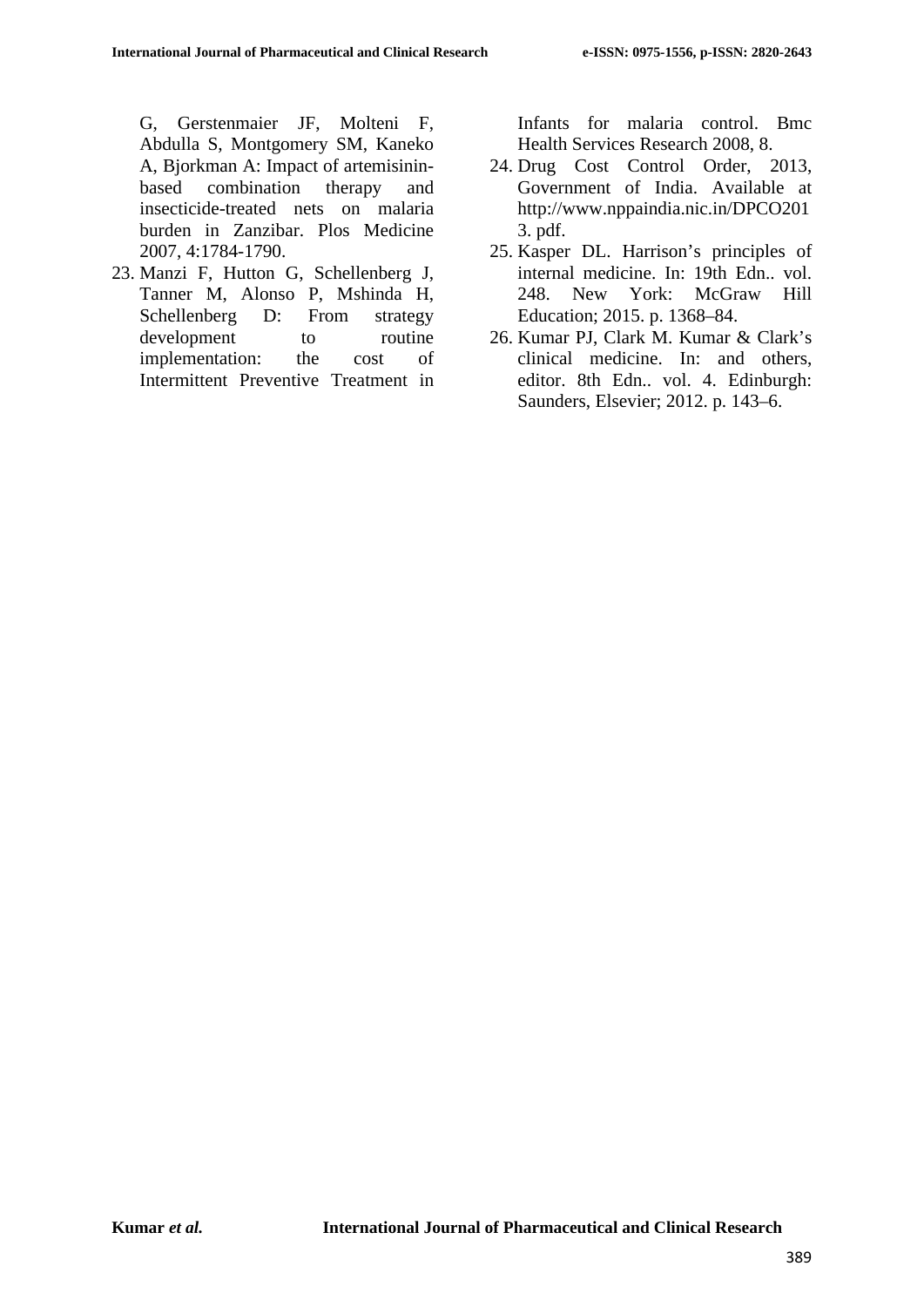G, Gerstenmaier JF, Molteni F, Abdulla S, Montgomery SM, Kaneko A, Bjorkman A: Impact of artemisinin-based combination therapy and insecticide-treated nets on malaria burden in Zanzibar. Plos Medicine 2007, 4:1784-1790.

23. Manzi F, Hutton G, Schellenberg J, Tanner M, Alonso P, Mshinda H, Schellenberg D: From strategy development to routine implementation: the cost of Intermittent Preventive Treatment in Infants for malaria control. Bmc Health Services Research 2008, 8.
24. Drug Cost Control Order, 2013, Government of India. Available at http://www.nppaindia.nic.in/DPCO2013. pdf.
25. Kasper DL. Harrison's principles of internal medicine. In: 19th Edn.. vol. 248. New York: McGraw Hill Education; 2015. p. 1368–84.
26. Kumar PJ, Clark M. Kumar & Clark's clinical medicine. In: and others, editor. 8th Edn.. vol. 4. Edinburgh: Saunders, Elsevier; 2012. p. 143–6.